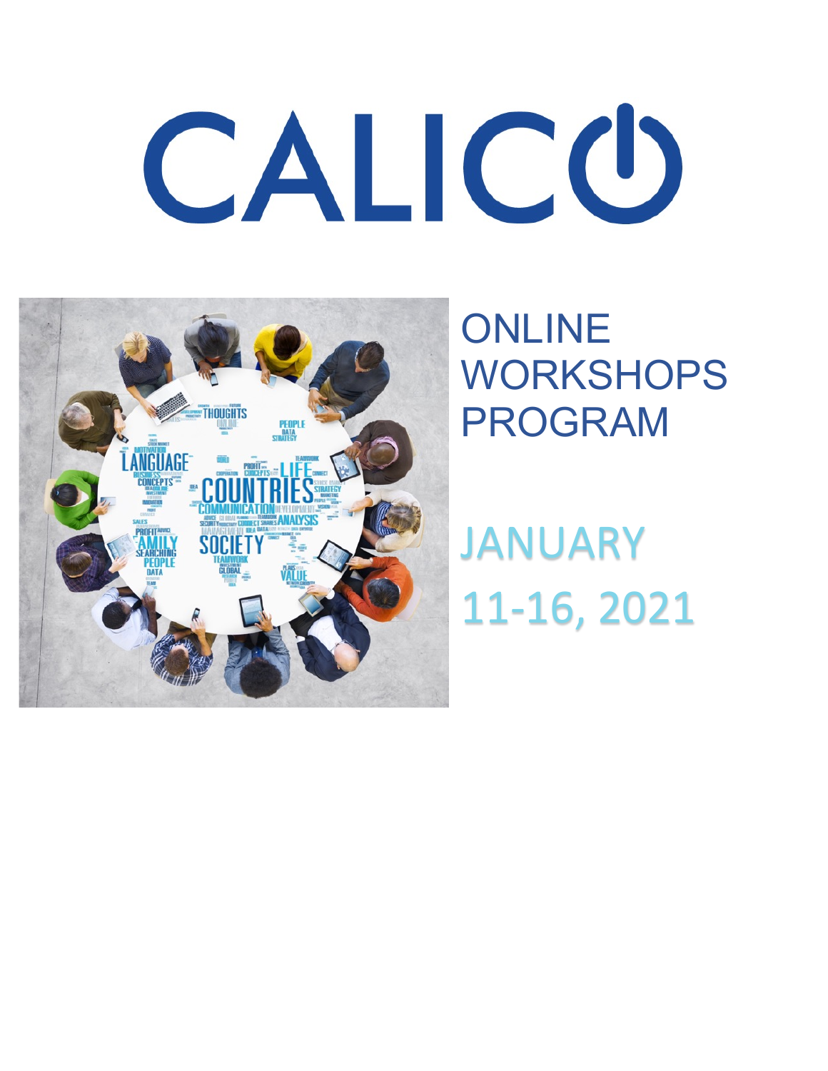# CALICO

## ONLINE WORKSHOPS PROGRAM

## JANUARY 11-16, 2021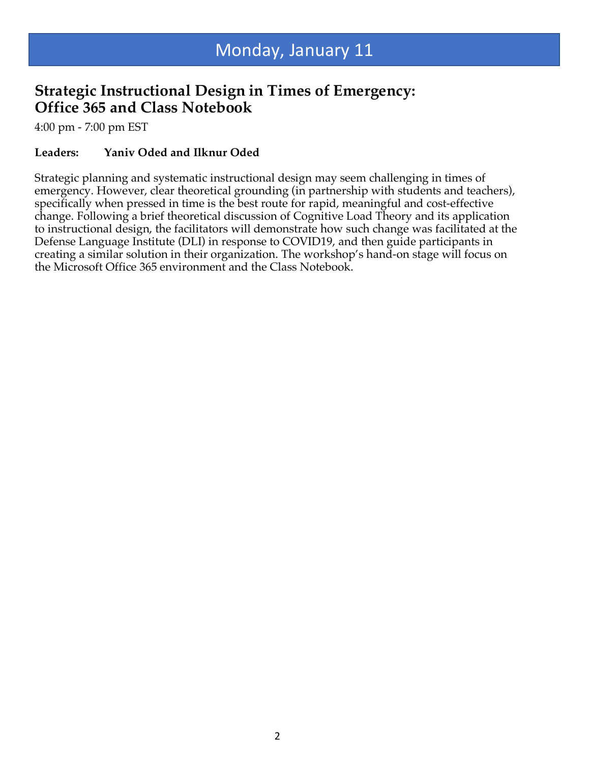# Monday, January 11

## Strategic Instructional Design in Times of Emergency: Office 365 and Class Notebook

4:00 pm - 7:00 pm EST

**Leaders:** **Yaniv Oded and Ilknur Oded**

Strategic planning and systematic instructional design may seem challenging in times of emergency. However, clear theoretical grounding (in partnership with students and teachers), specifically when pressed in time is the best route for rapid, meaningful and cost-effective change. Following a brief theoretical discussion of Cognitive Load Theory and its application to instructional design, the facilitators will demonstrate how such change was facilitated at the Defense Language Institute (DLI) in response to COVID19, and then guide participants in creating a similar solution in their organization. The workshop's hand-on stage will focus on the Microsoft Office 365 environment and the Class Notebook.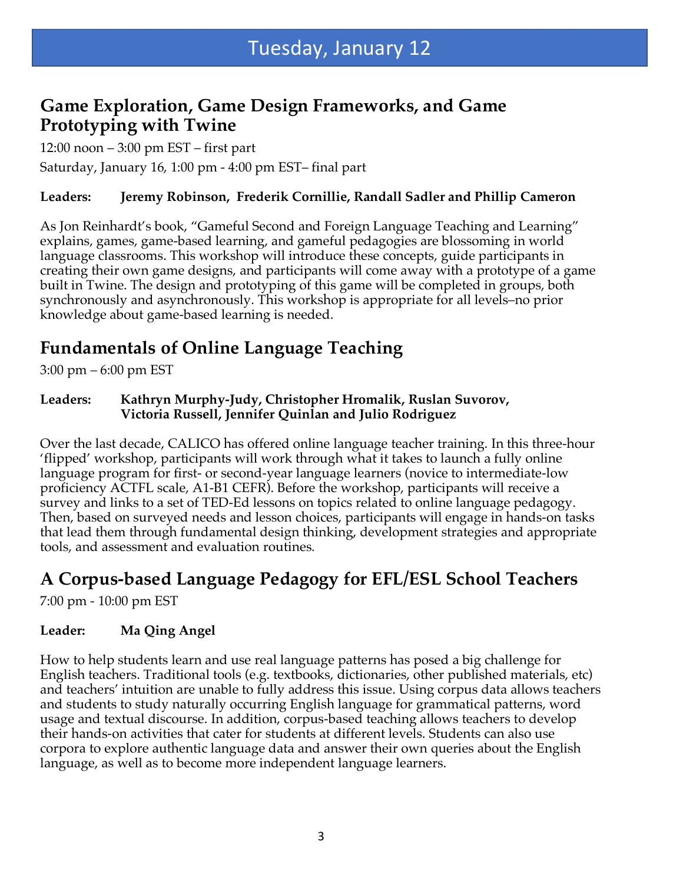# Tuesday, January 12

## Game Exploration, Game Design Frameworks, and Game Prototyping with Twine

12:00 noon – 3:00 pm EST – first part

Saturday, January 16, 1:00 pm - 4:00 pm EST– final part

**Leaders: Jeremy Robinson, Frederik Cornillie, Randall Sadler and Phillip Cameron**

As Jon Reinhardt's book, "Gameful Second and Foreign Language Teaching and Learning" explains, games, game-based learning, and gameful pedagogies are blossoming in world language classrooms. This workshop will introduce these concepts, guide participants in creating their own game designs, and participants will come away with a prototype of a game built in Twine. The design and prototyping of this game will be completed in groups, both synchronously and asynchronously. This workshop is appropriate for all levels–no prior knowledge about game-based learning is needed.

## Fundamentals of Online Language Teaching

3:00 pm – 6:00 pm EST

**Leaders: Kathryn Murphy-Judy, Christopher Hromalik, Ruslan Suvorov, Victoria Russell, Jennifer Quinlan and Julio Rodriguez**

Over the last decade, CALICO has offered online language teacher training. In this three-hour 'flipped' workshop, participants will work through what it takes to launch a fully online language program for first- or second-year language learners (novice to intermediate-low proficiency ACTFL scale, A1-B1 CEFR). Before the workshop, participants will receive a survey and links to a set of TED-Ed lessons on topics related to online language pedagogy. Then, based on surveyed needs and lesson choices, participants will engage in hands-on tasks that lead them through fundamental design thinking, development strategies and appropriate tools, and assessment and evaluation routines.

## A Corpus-based Language Pedagogy for EFL/ESL School Teachers

7:00 pm - 10:00 pm EST

**Leader: Ma Qing Angel**

How to help students learn and use real language patterns has posed a big challenge for English teachers. Traditional tools (e.g. textbooks, dictionaries, other published materials, etc) and teachers' intuition are unable to fully address this issue. Using corpus data allows teachers and students to study naturally occurring English language for grammatical patterns, word usage and textual discourse. In addition, corpus-based teaching allows teachers to develop their hands-on activities that cater for students at different levels. Students can also use corpora to explore authentic language data and answer their own queries about the English language, as well as to become more independent language learners.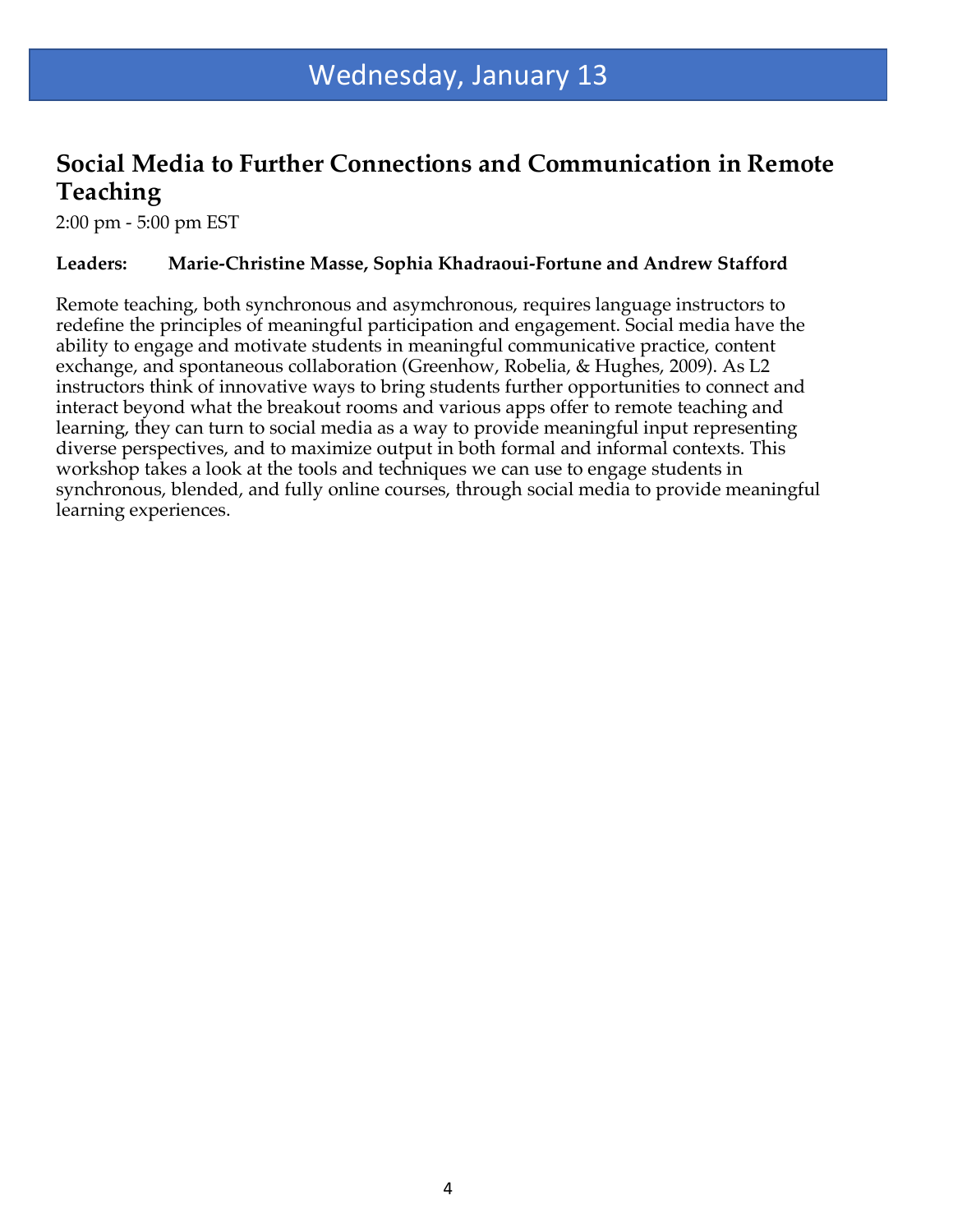# Wednesday, January 13

## Social Media to Further Connections and Communication in Remote Teaching

2:00 pm - 5:00 pm EST

**Leaders: Marie-Christine Masse, Sophia Khadraoui-Fortune and Andrew Stafford**

Remote teaching, both synchronous and asymchronous, requires language instructors to redefine the principles of meaningful participation and engagement. Social media have the ability to engage and motivate students in meaningful communicative practice, content exchange, and spontaneous collaboration (Greenhow, Robelia, & Hughes, 2009). As L2 instructors think of innovative ways to bring students further opportunities to connect and interact beyond what the breakout rooms and various apps offer to remote teaching and learning, they can turn to social media as a way to provide meaningful input representing diverse perspectives, and to maximize output in both formal and informal contexts. This workshop takes a look at the tools and techniques we can use to engage students in synchronous, blended, and fully online courses, through social media to provide meaningful learning experiences.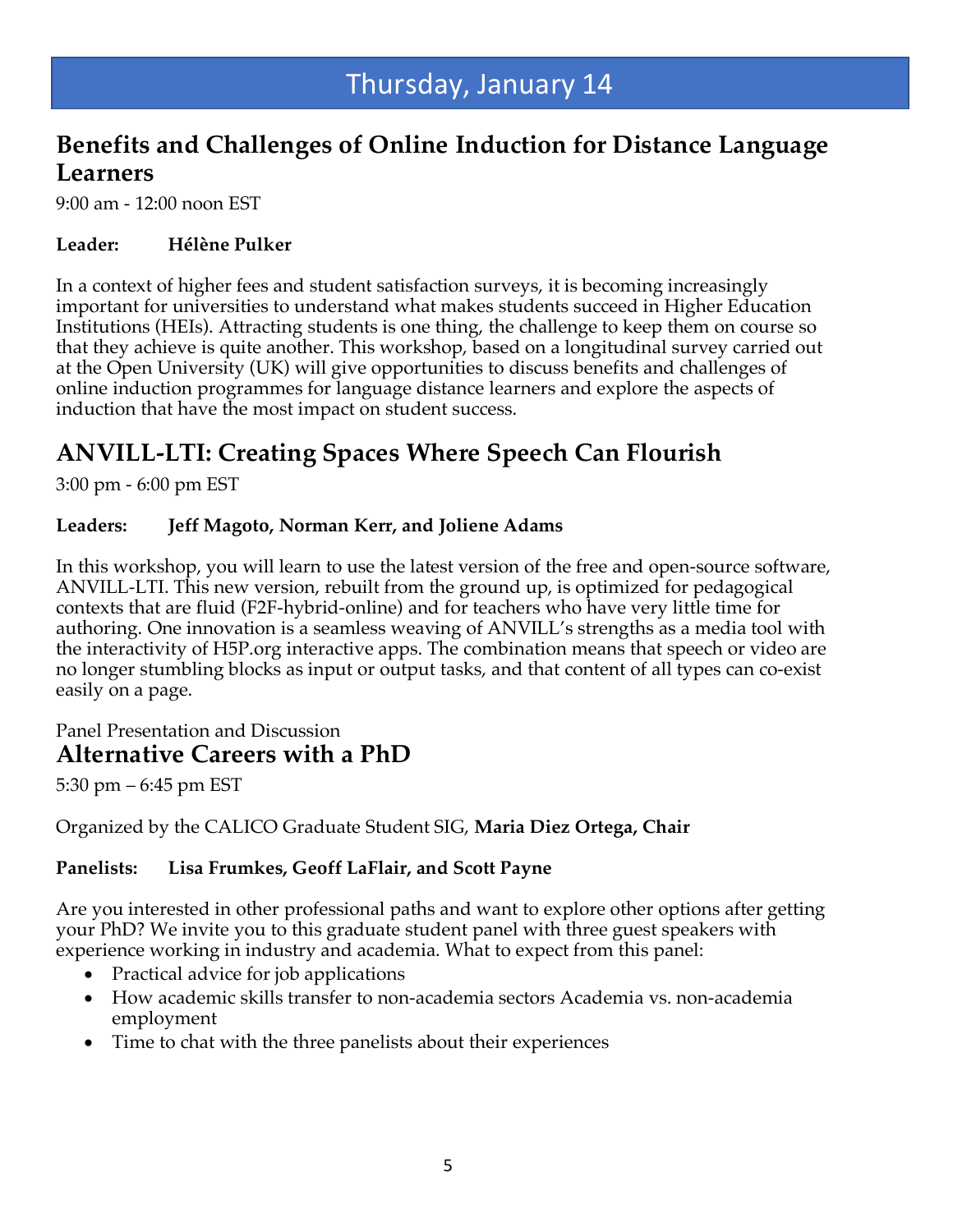# Thursday, January 14

## Benefits and Challenges of Online Induction for Distance Language Learners

9:00 am - 12:00 noon EST

**Leader: Hélène Pulker**

In a context of higher fees and student satisfaction surveys, it is becoming increasingly important for universities to understand what makes students succeed in Higher Education Institutions (HEIs). Attracting students is one thing, the challenge to keep them on course so that they achieve is quite another. This workshop, based on a longitudinal survey carried out at the Open University (UK) will give opportunities to discuss benefits and challenges of online induction programmes for language distance learners and explore the aspects of induction that have the most impact on student success.

## ANVILL-LTI: Creating Spaces Where Speech Can Flourish

3:00 pm - 6:00 pm EST

**Leaders: Jeff Magoto, Norman Kerr, and Joliene Adams**

In this workshop, you will learn to use the latest version of the free and open-source software, ANVILL-LTI. This new version, rebuilt from the ground up, is optimized for pedagogical contexts that are fluid (F2F-hybrid-online) and for teachers who have very little time for authoring. One innovation is a seamless weaving of ANVILL's strengths as a media tool with the interactivity of H5P.org interactive apps. The combination means that speech or video are no longer stumbling blocks as input or output tasks, and that content of all types can co-exist easily on a page.

Panel Presentation and Discussion

## Alternative Careers with a PhD

5:30 pm – 6:45 pm EST

Organized by the CALICO Graduate Student SIG, **Maria Diez Ortega, Chair**

**Panelists: Lisa Frumkes, Geoff LaFlair, and Scott Payne**

Are you interested in other professional paths and want to explore other options after getting your PhD? We invite you to this graduate student panel with three guest speakers with experience working in industry and academia. What to expect from this panel:

- Practical advice for job applications
- How academic skills transfer to non-academia sectors Academia vs. non-academia employment
- Time to chat with the three panelists about their experiences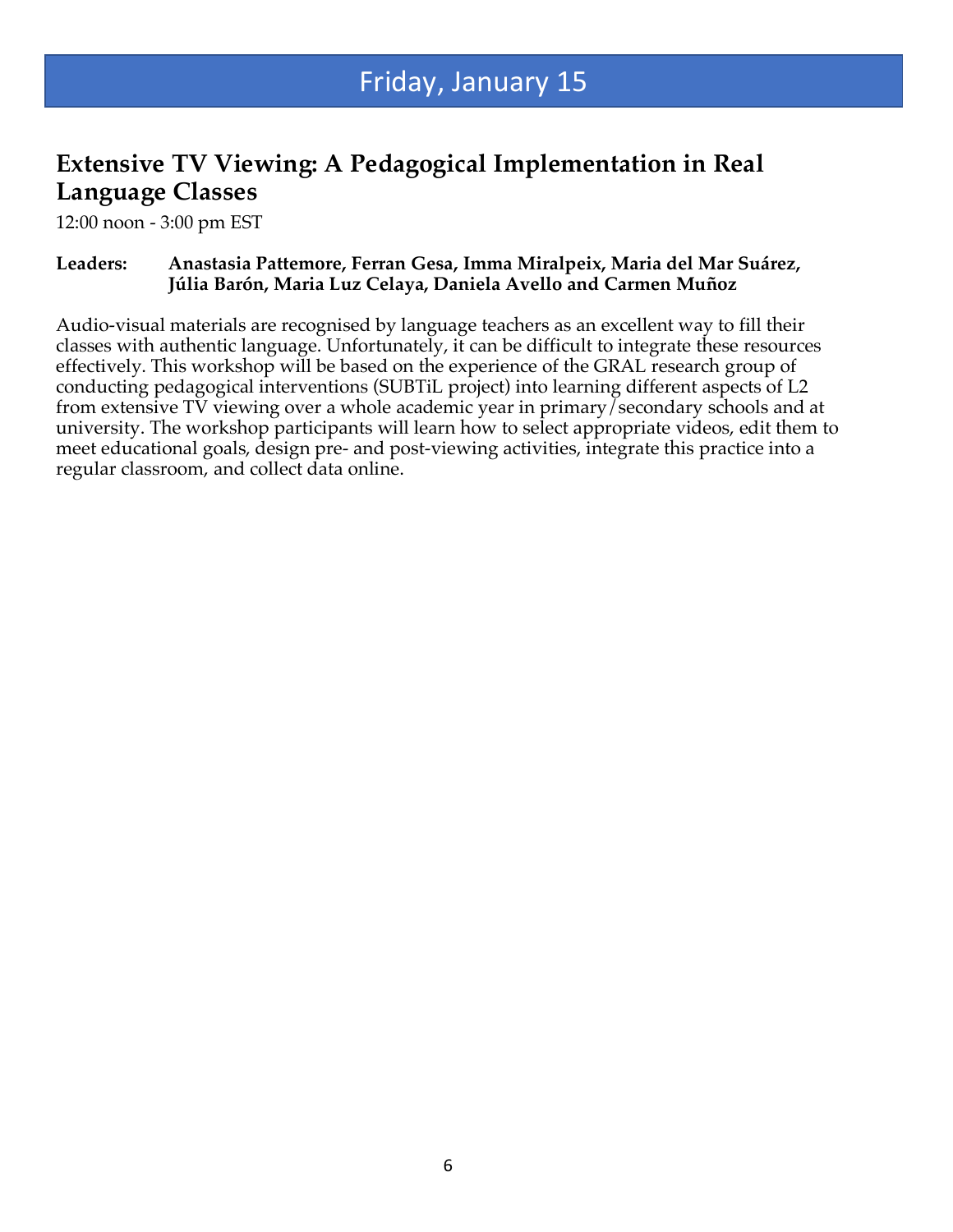# Friday, January 15

## Extensive TV Viewing: A Pedagogical Implementation in Real Language Classes

12:00 noon - 3:00 pm EST

**Leaders:** **Anastasia Pattemore, Ferran Gesa, Imma Miralpeix, Maria del Mar Suárez, Júlia Barón, Maria Luz Celaya, Daniela Avello and Carmen Muñoz**

Audio-visual materials are recognised by language teachers as an excellent way to fill their classes with authentic language. Unfortunately, it can be difficult to integrate these resources effectively. This workshop will be based on the experience of the GRAL research group of conducting pedagogical interventions (SUBTiL project) into learning different aspects of L2 from extensive TV viewing over a whole academic year in primary/secondary schools and at university. The workshop participants will learn how to select appropriate videos, edit them to meet educational goals, design pre- and post-viewing activities, integrate this practice into a regular classroom, and collect data online.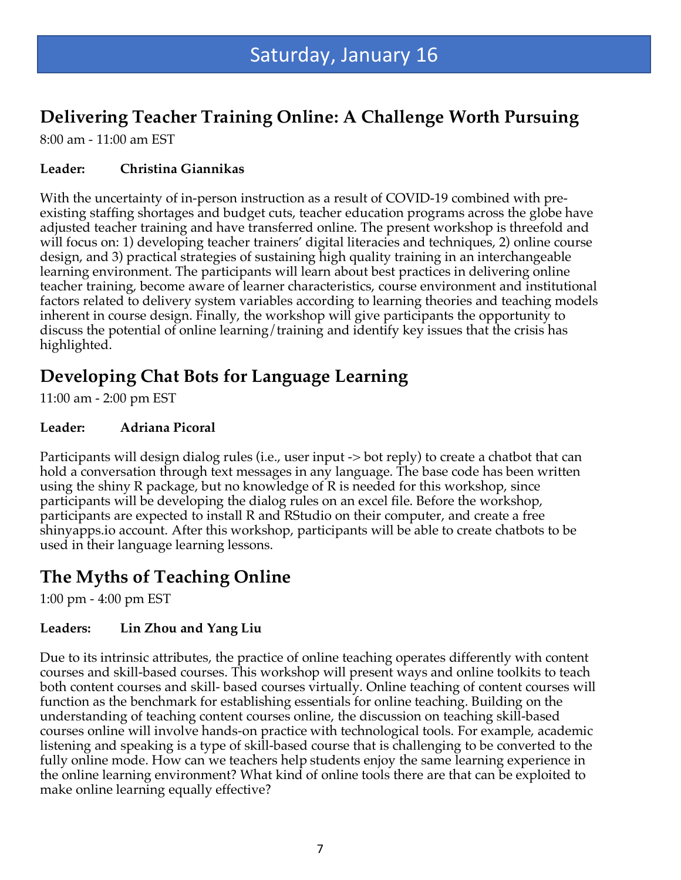# Saturday, January 16

## Delivering Teacher Training Online: A Challenge Worth Pursuing

8:00 am - 11:00 am EST

**Leader:** **Christina Giannikas**

With the uncertainty of in-person instruction as a result of COVID-19 combined with pre-existing staffing shortages and budget cuts, teacher education programs across the globe have adjusted teacher training and have transferred online. The present workshop is threefold and will focus on: 1) developing teacher trainers' digital literacies and techniques, 2) online course design, and 3) practical strategies of sustaining high quality training in an interchangeable learning environment. The participants will learn about best practices in delivering online teacher training, become aware of learner characteristics, course environment and institutional factors related to delivery system variables according to learning theories and teaching models inherent in course design. Finally, the workshop will give participants the opportunity to discuss the potential of online learning/training and identify key issues that the crisis has highlighted.

## Developing Chat Bots for Language Learning

11:00 am - 2:00 pm EST

**Leader:** **Adriana Picoral**

Participants will design dialog rules (i.e., user input -> bot reply) to create a chatbot that can hold a conversation through text messages in any language. The base code has been written using the shiny R package, but no knowledge of R is needed for this workshop, since participants will be developing the dialog rules on an excel file. Before the workshop, participants are expected to install R and RStudio on their computer, and create a free shinyapps.io account. After this workshop, participants will be able to create chatbots to be used in their language learning lessons.

## The Myths of Teaching Online

1:00 pm - 4:00 pm EST

**Leaders:** **Lin Zhou and Yang Liu**

Due to its intrinsic attributes, the practice of online teaching operates differently with content courses and skill-based courses. This workshop will present ways and online toolkits to teach both content courses and skill- based courses virtually. Online teaching of content courses will function as the benchmark for establishing essentials for online teaching. Building on the understanding of teaching content courses online, the discussion on teaching skill-based courses online will involve hands-on practice with technological tools. For example, academic listening and speaking is a type of skill-based course that is challenging to be converted to the fully online mode. How can we teachers help students enjoy the same learning experience in the online learning environment? What kind of online tools there are that can be exploited to make online learning equally effective?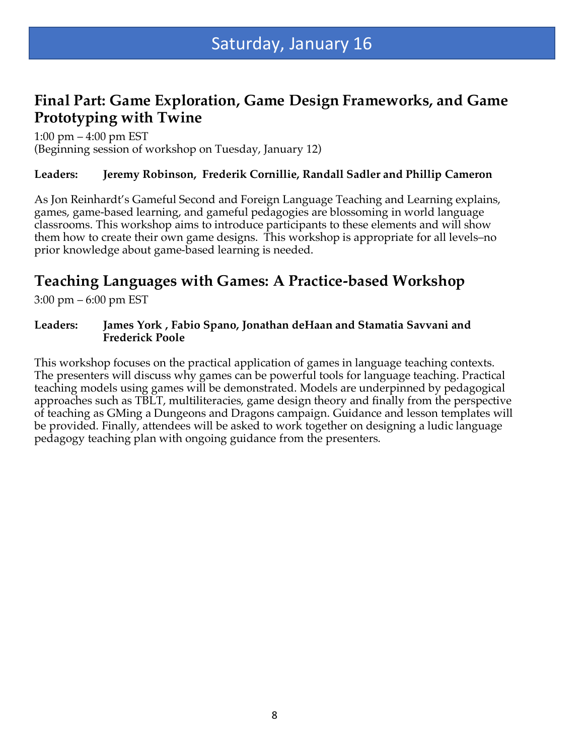# Saturday, January 16

## Final Part: Game Exploration, Game Design Frameworks, and Game Prototyping with Twine

1:00 pm – 4:00 pm EST
(Beginning session of workshop on Tuesday, January 12)

**Leaders: Jeremy Robinson, Frederik Cornillie, Randall Sadler and Phillip Cameron**

As Jon Reinhardt's Gameful Second and Foreign Language Teaching and Learning explains, games, game-based learning, and gameful pedagogies are blossoming in world language classrooms. This workshop aims to introduce participants to these elements and will show them how to create their own game designs. This workshop is appropriate for all levels–no prior knowledge about game-based learning is needed.

## Teaching Languages with Games: A Practice-based Workshop

3:00 pm – 6:00 pm EST

**Leaders: James York , Fabio Spano, Jonathan deHaan and Stamatia Savvani and Frederick Poole**

This workshop focuses on the practical application of games in language teaching contexts. The presenters will discuss why games can be powerful tools for language teaching. Practical teaching models using games will be demonstrated. Models are underpinned by pedagogical approaches such as TBLT, multiliteracies, game design theory and finally from the perspective of teaching as GMing a Dungeons and Dragons campaign. Guidance and lesson templates will be provided. Finally, attendees will be asked to work together on designing a ludic language pedagogy teaching plan with ongoing guidance from the presenters.